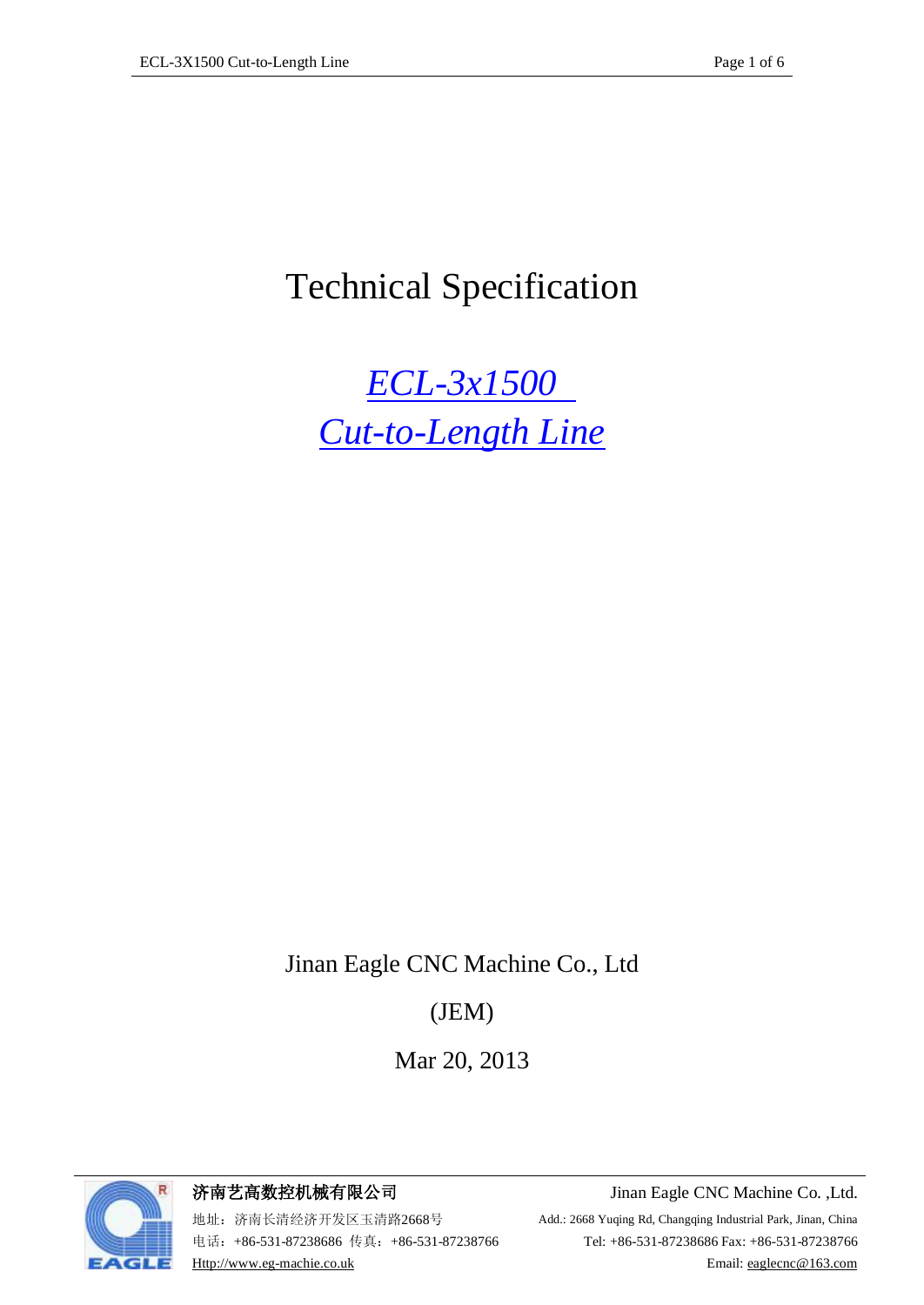# Technical Specification

## *ECL-3x1500*
## *Cut-to-Length Line*

Jinan Eagle CNC Machine Co., Ltd

(JEM)

Mar 20, 2013

**济南艺高数控机械有限公司**

地址：济南长清经济开发区玉清路2668号

电话：+86-531-87238686 传真：+86-531-87238766

Http://www.eg-machie.co.uk

Jinan Eagle CNC Machine Co. ,Ltd.

Add.: 2668 Yuqing Rd, Changqing Industrial Park, Jinan, China

Tel: +86-531-87238686 Fax: +86-531-87238766

Email: eaglecnc@163.com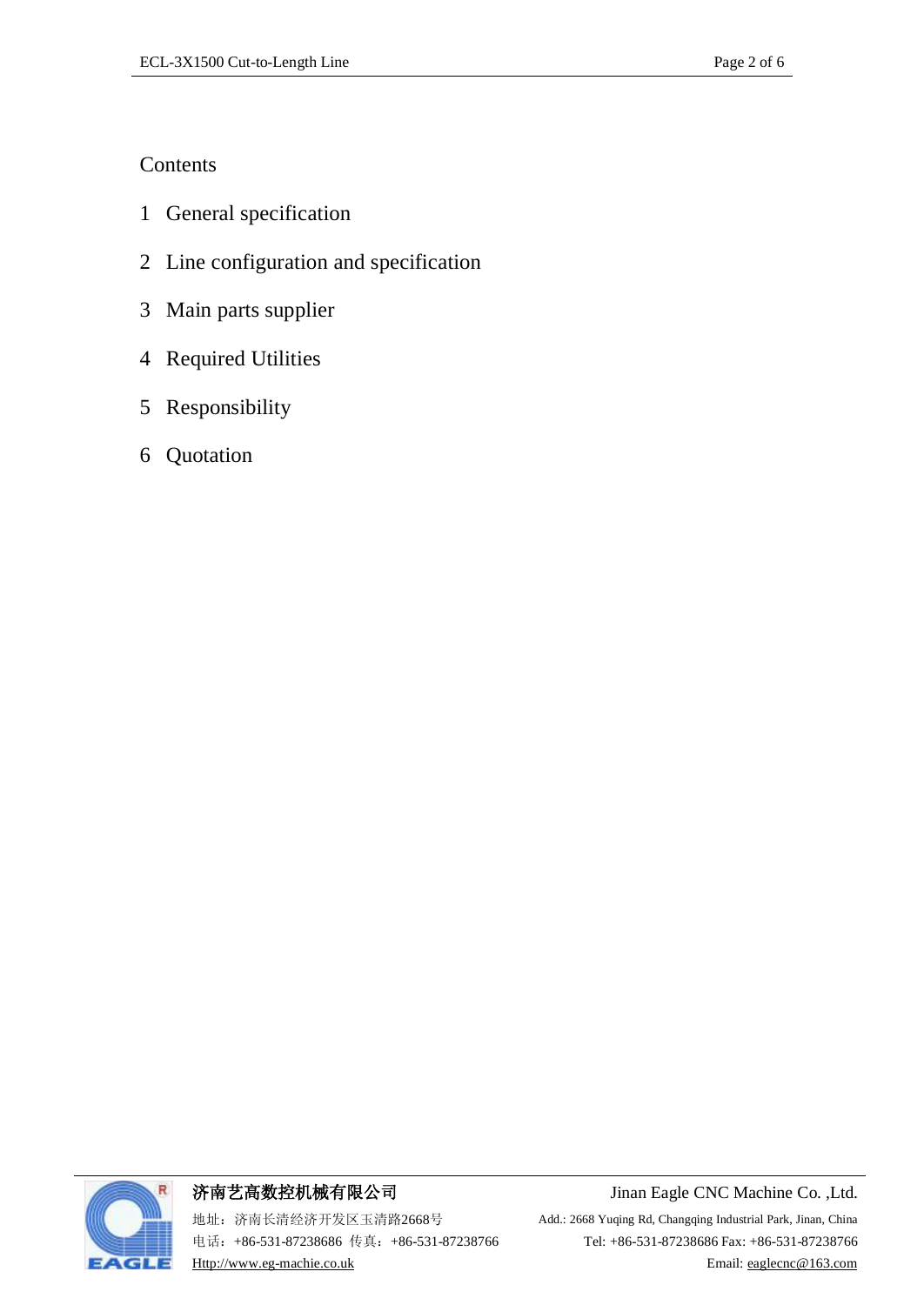## Contents

1 General specification

2 Line configuration and specification

3 Main parts supplier

4 Required Utilities

5 Responsibility

6 Quotation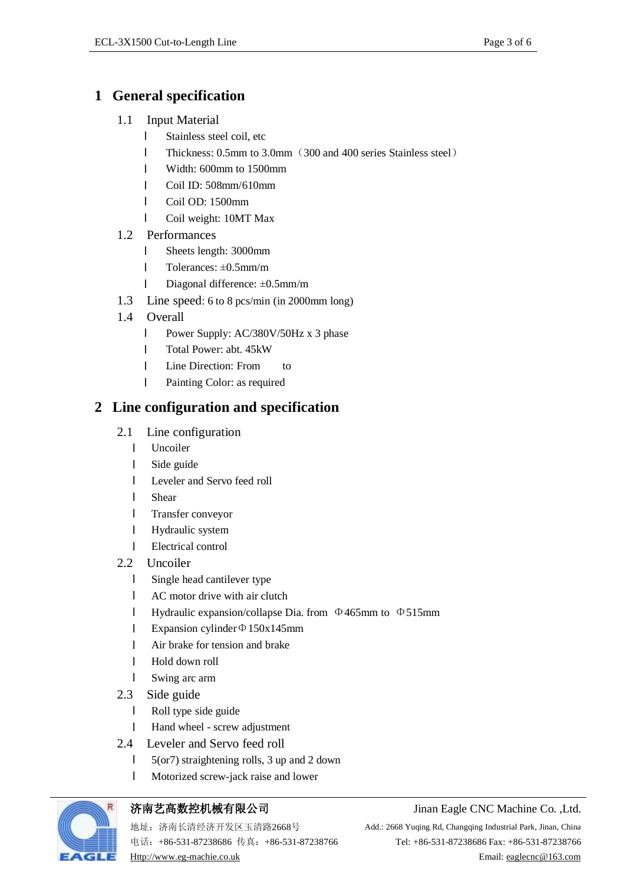# 1 General specification

## 1.1 Input Material

- Stainless steel coil, etc
- Thickness: 0.5mm to 3.0mm（300 and 400 series Stainless steel）
- Width: 600mm to 1500mm
- Coil ID: 508mm/610mm
- Coil OD: 1500mm
- Coil weight: 10MT Max

## 1.2 Performances

- Sheets length: 3000mm
- Tolerances: ±0.5mm/m
- Diagonal difference: ±0.5mm/m

## 1.3 Line speed: 6 to 8 pcs/min (in 2000mm long)

## 1.4 Overall

- Power Supply: AC/380V/50Hz x 3 phase
- Total Power: abt. 45kW
- Line Direction: From to
- Painting Color: as required

# 2 Line configuration and specification

## 2.1 Line configuration

- Uncoiler
- Side guide
- Leveler and Servo feed roll
- Shear
- Transfer conveyor
- Hydraulic system
- Electrical control

## 2.2 Uncoiler

- Single head cantilever type
- AC motor drive with air clutch
- Hydraulic expansion/collapse Dia. from Φ465mm to Φ515mm
- Expansion cylinder Φ150x145mm
- Air brake for tension and brake
- Hold down roll
- Swing arc arm

## 2.3 Side guide

- Roll type side guide
- Hand wheel - screw adjustment

## 2.4 Leveler and Servo feed roll

- 5(or7) straightening rolls, 3 up and 2 down
- Motorized screw-jack raise and lower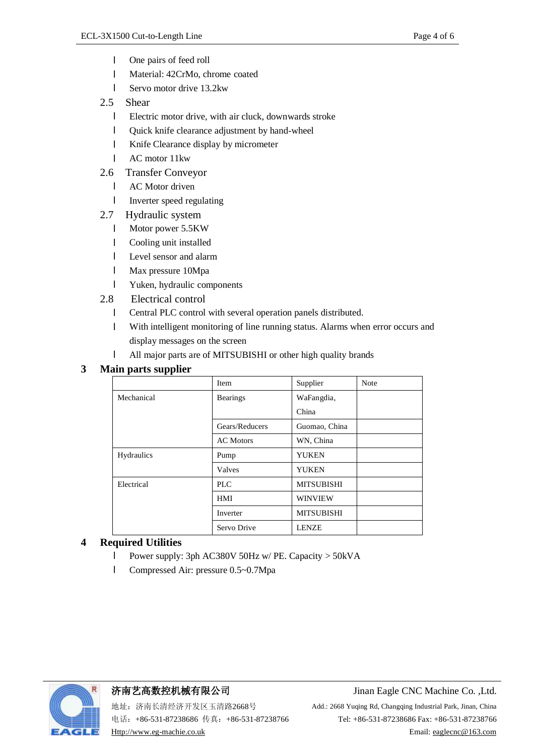- One pairs of feed roll
- Material: 42CrMo, chrome coated
- Servo motor drive 13.2kw

### 2.5 Shear

- Electric motor drive, with air cluck, downwards stroke
- Quick knife clearance adjustment by hand-wheel
- Knife Clearance display by micrometer
- AC motor 11kw

### 2.6 Transfer Conveyor

- AC Motor driven
- Inverter speed regulating

### 2.7 Hydraulic system

- Motor power 5.5KW
- Cooling unit installed
- Level sensor and alarm
- Max pressure 10Mpa
- Yuken, hydraulic components

### 2.8 Electrical control

- Central PLC control with several operation panels distributed.
- With intelligent monitoring of line running status. Alarms when error occurs and display messages on the screen
- All major parts are of MITSUBISHI or other high quality brands

## 3 Main parts supplier

| | Item | Supplier | Note |
|---|---|---|---|
| Mechanical | Bearings | WaFangdia, China | |
| | Gears/Reducers | Guomao, China | |
| | AC Motors | WN, China | |
| Hydraulics | Pump | YUKEN | |
| | Valves | YUKEN | |
| Electrical | PLC | MITSUBISHI | |
| | HMI | WINVIEW | |
| | Inverter | MITSUBISHI | |
| | Servo Drive | LENZE | |

## 4 Required Utilities

- Power supply: 3ph AC380V 50Hz w/ PE. Capacity > 50kVA
- Compressed Air: pressure 0.5~0.7Mpa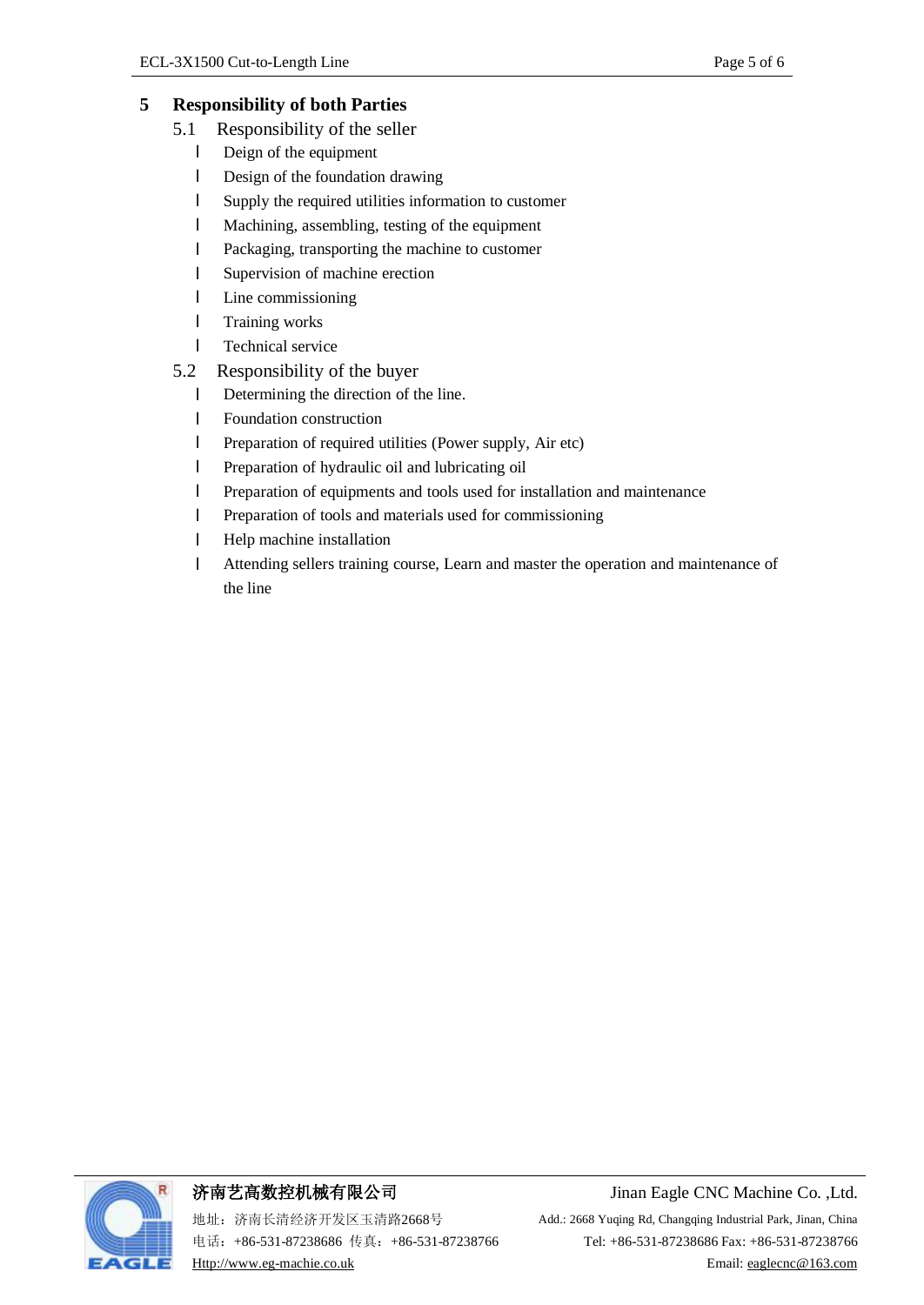## 5 Responsibility of both Parties

### 5.1 Responsibility of the seller

- Deign of the equipment
- Design of the foundation drawing
- Supply the required utilities information to customer
- Machining, assembling, testing of the equipment
- Packaging, transporting the machine to customer
- Supervision of machine erection
- Line commissioning
- Training works
- Technical service

### 5.2 Responsibility of the buyer

- Determining the direction of the line.
- Foundation construction
- Preparation of required utilities (Power supply, Air etc)
- Preparation of hydraulic oil and lubricating oil
- Preparation of equipments and tools used for installation and maintenance
- Preparation of tools and materials used for commissioning
- Help machine installation
- Attending sellers training course, Learn and master the operation and maintenance of the line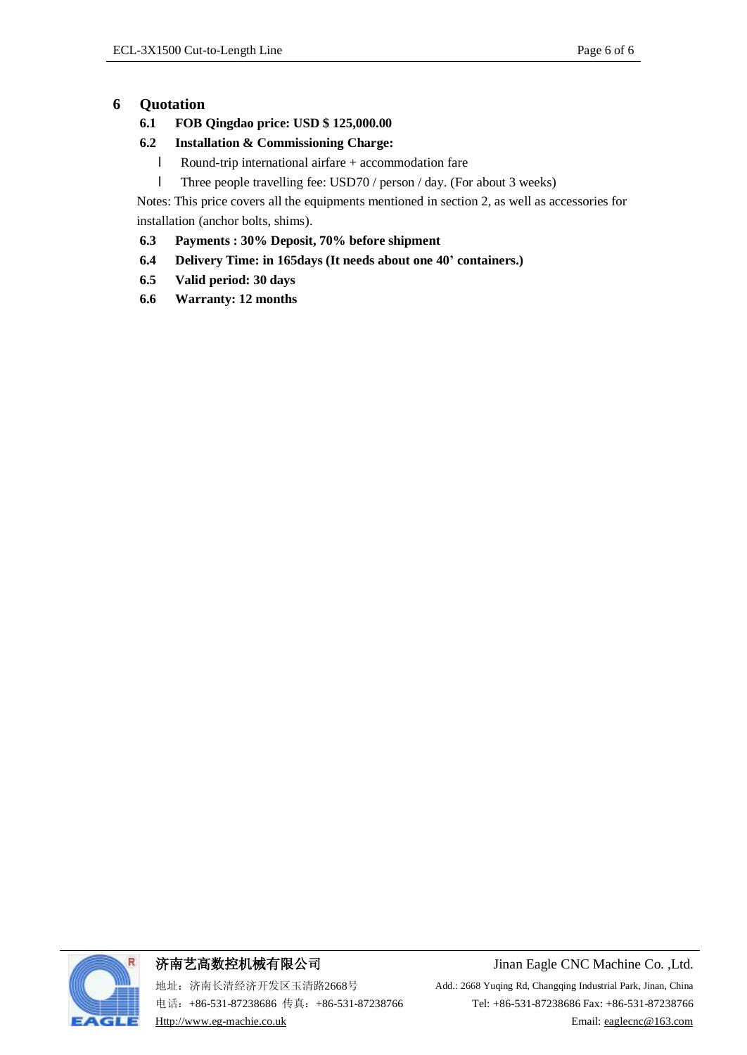# 6 Quotation

**6.1 FOB Qingdao price: USD $ 125,000.00**

**6.2 Installation & Commissioning Charge:**

- Round-trip international airfare + accommodation fare
- Three people travelling fee: USD70 / person / day. (For about 3 weeks)

Notes: This price covers all the equipments mentioned in section 2, as well as accessories for installation (anchor bolts, shims).

**6.3 Payments : 30% Deposit, 70% before shipment**

**6.4 Delivery Time: in 165days (It needs about one 40’ containers.)**

**6.5 Valid period: 30 days**

**6.6 Warranty: 12 months**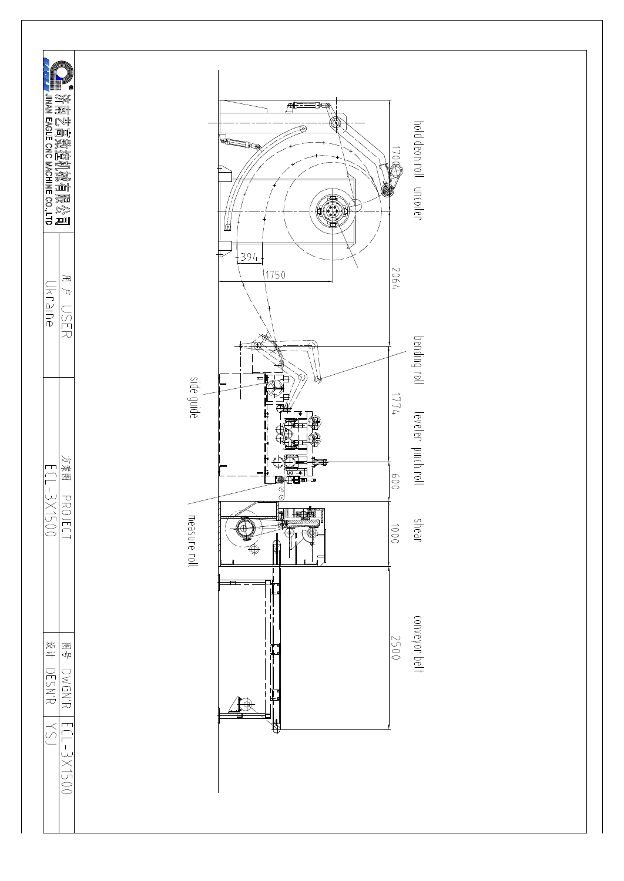济南艺高数控机械有限公司
JINAN EAGLE CNC MACHINE CO.,LTD

| | |
|---|---|
| 用户 USER | Ukraine |
| 方案图 PROJECT | ECL-3X1500 |
| 图号 DWGN'R | ECL-3X1500 |
| 设计 DESN'R | YSJ |

hold deon roll

uncoiler

1700

2064

394

1750

bending roll

side guide

1774

leveler

pinch roll

600

measure roll

shear

1000

conveyor belt

2500